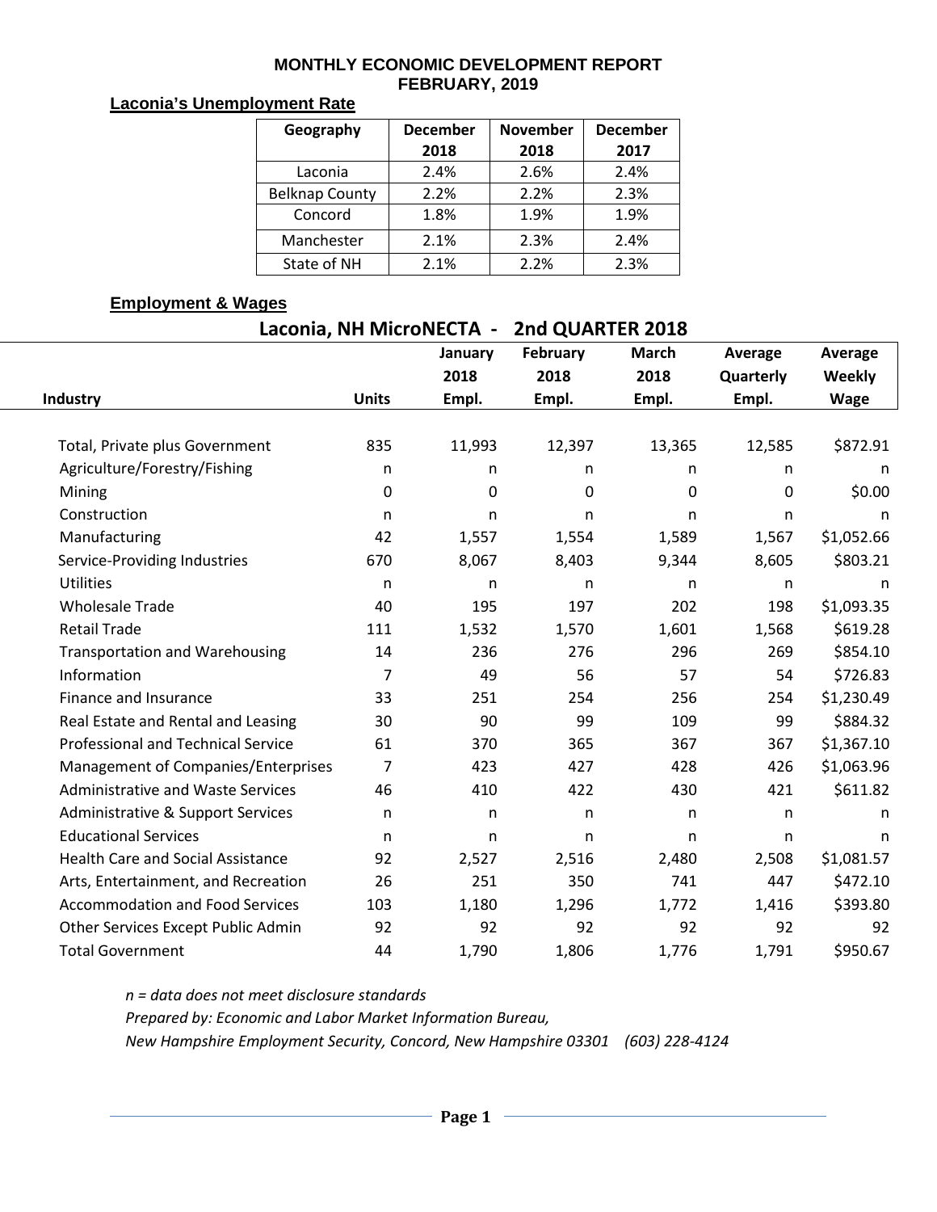# MONTHLY ECONOMIC DEVELOPMENT REPORT
# FEBRUARY, 2019

## Laconia's Unemployment Rate

| Geography | December 2018 | November 2018 | December 2017 |
|---|---|---|---|
| Laconia | 2.4% | 2.6% | 2.4% |
| Belknap County | 2.2% | 2.2% | 2.3% |
| Concord | 1.8% | 1.9% | 1.9% |
| Manchester | 2.1% | 2.3% | 2.4% |
| State of NH | 2.1% | 2.2% | 2.3% |

## Employment & Wages

### Laconia, NH MicroNECTA - 2nd QUARTER 2018

| Industry | Units | January 2018 Empl. | February 2018 Empl. | March 2018 Empl. | Average Quarterly Empl. | Average Weekly Wage |
|---|---|---|---|---|---|---|
| Total, Private plus Government | 835 | 11,993 | 12,397 | 13,365 | 12,585 | $872.91 |
| Agriculture/Forestry/Fishing | n | n | n | n | n | n |
| Mining | 0 | 0 | 0 | 0 | 0 | $0.00 |
| Construction | n | n | n | n | n | n |
| Manufacturing | 42 | 1,557 | 1,554 | 1,589 | 1,567 | $1,052.66 |
| Service-Providing Industries | 670 | 8,067 | 8,403 | 9,344 | 8,605 | $803.21 |
| Utilities | n | n | n | n | n | n |
| Wholesale Trade | 40 | 195 | 197 | 202 | 198 | $1,093.35 |
| Retail Trade | 111 | 1,532 | 1,570 | 1,601 | 1,568 | $619.28 |
| Transportation and Warehousing | 14 | 236 | 276 | 296 | 269 | $854.10 |
| Information | 7 | 49 | 56 | 57 | 54 | $726.83 |
| Finance and Insurance | 33 | 251 | 254 | 256 | 254 | $1,230.49 |
| Real Estate and Rental and Leasing | 30 | 90 | 99 | 109 | 99 | $884.32 |
| Professional and Technical Service | 61 | 370 | 365 | 367 | 367 | $1,367.10 |
| Management of Companies/Enterprises | 7 | 423 | 427 | 428 | 426 | $1,063.96 |
| Administrative and Waste Services | 46 | 410 | 422 | 430 | 421 | $611.82 |
| Administrative & Support Services | n | n | n | n | n | n |
| Educational Services | n | n | n | n | n | n |
| Health Care and Social Assistance | 92 | 2,527 | 2,516 | 2,480 | 2,508 | $1,081.57 |
| Arts, Entertainment, and Recreation | 26 | 251 | 350 | 741 | 447 | $472.10 |
| Accommodation and Food Services | 103 | 1,180 | 1,296 | 1,772 | 1,416 | $393.80 |
| Other Services Except Public Admin | 92 | 92 | 92 | 92 | 92 | 92 |
| Total Government | 44 | 1,790 | 1,806 | 1,776 | 1,791 | $950.67 |

*n = data does not meet disclosure standards*

*Prepared by: Economic and Labor Market Information Bureau,*

*New Hampshire Employment Security, Concord, New Hampshire 03301 (603) 228-4124*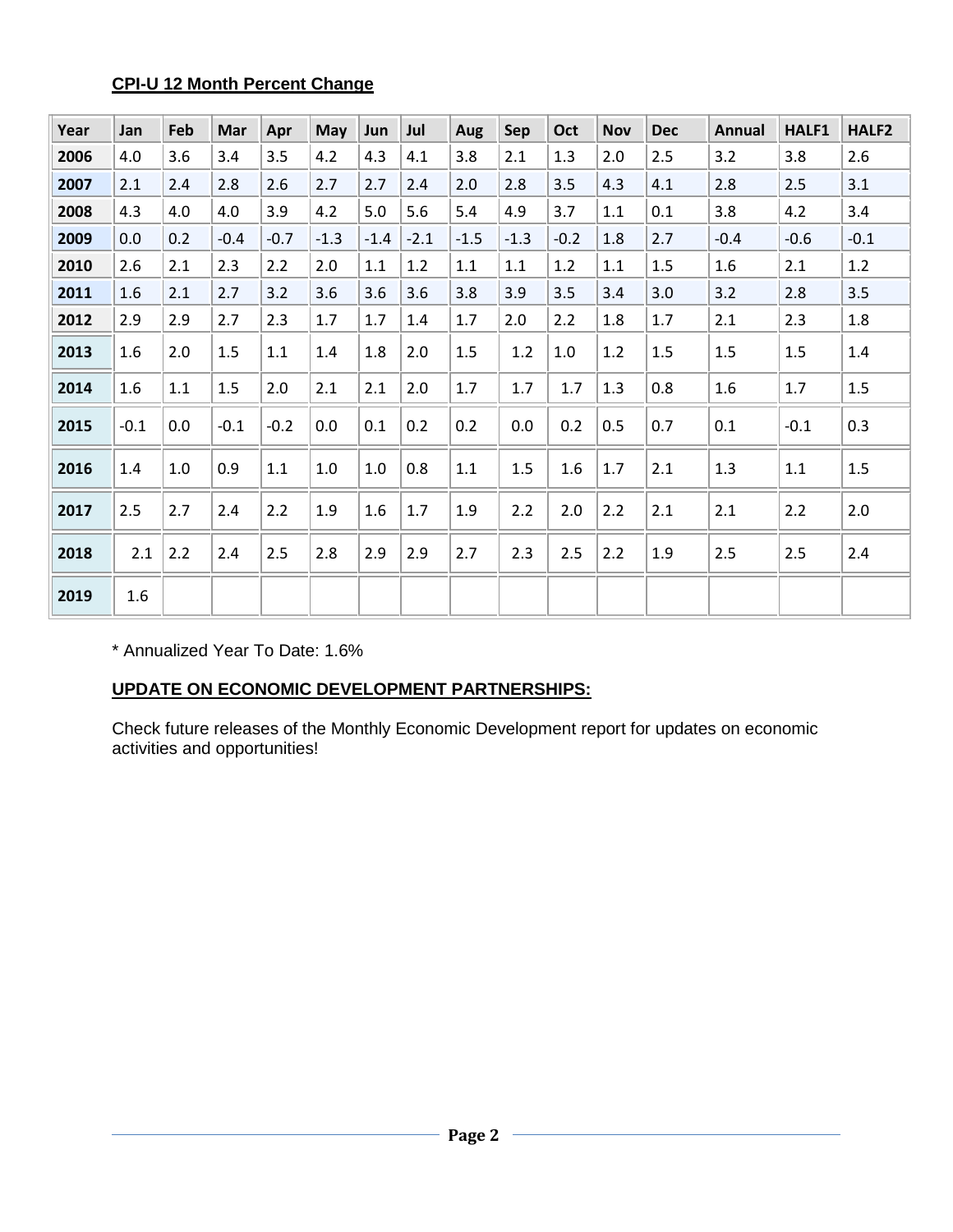**CPI-U 12 Month Percent Change**

| Year | Jan | Feb | Mar | Apr | May | Jun | Jul | Aug | Sep | Oct | Nov | Dec | Annual | HALF1 | HALF2 |
|---|---|---|---|---|---|---|---|---|---|---|---|---|---|---|---|
| 2006 | 4.0 | 3.6 | 3.4 | 3.5 | 4.2 | 4.3 | 4.1 | 3.8 | 2.1 | 1.3 | 2.0 | 2.5 | 3.2 | 3.8 | 2.6 |
| 2007 | 2.1 | 2.4 | 2.8 | 2.6 | 2.7 | 2.7 | 2.4 | 2.0 | 2.8 | 3.5 | 4.3 | 4.1 | 2.8 | 2.5 | 3.1 |
| 2008 | 4.3 | 4.0 | 4.0 | 3.9 | 4.2 | 5.0 | 5.6 | 5.4 | 4.9 | 3.7 | 1.1 | 0.1 | 3.8 | 4.2 | 3.4 |
| 2009 | 0.0 | 0.2 | -0.4 | -0.7 | -1.3 | -1.4 | -2.1 | -1.5 | -1.3 | -0.2 | 1.8 | 2.7 | -0.4 | -0.6 | -0.1 |
| 2010 | 2.6 | 2.1 | 2.3 | 2.2 | 2.0 | 1.1 | 1.2 | 1.1 | 1.1 | 1.2 | 1.1 | 1.5 | 1.6 | 2.1 | 1.2 |
| 2011 | 1.6 | 2.1 | 2.7 | 3.2 | 3.6 | 3.6 | 3.6 | 3.8 | 3.9 | 3.5 | 3.4 | 3.0 | 3.2 | 2.8 | 3.5 |
| 2012 | 2.9 | 2.9 | 2.7 | 2.3 | 1.7 | 1.7 | 1.4 | 1.7 | 2.0 | 2.2 | 1.8 | 1.7 | 2.1 | 2.3 | 1.8 |
| 2013 | 1.6 | 2.0 | 1.5 | 1.1 | 1.4 | 1.8 | 2.0 | 1.5 | 1.2 | 1.0 | 1.2 | 1.5 | 1.5 | 1.5 | 1.4 |
| 2014 | 1.6 | 1.1 | 1.5 | 2.0 | 2.1 | 2.1 | 2.0 | 1.7 | 1.7 | 1.7 | 1.3 | 0.8 | 1.6 | 1.7 | 1.5 |
| 2015 | -0.1 | 0.0 | -0.1 | -0.2 | 0.0 | 0.1 | 0.2 | 0.2 | 0.0 | 0.2 | 0.5 | 0.7 | 0.1 | -0.1 | 0.3 |
| 2016 | 1.4 | 1.0 | 0.9 | 1.1 | 1.0 | 1.0 | 0.8 | 1.1 | 1.5 | 1.6 | 1.7 | 2.1 | 1.3 | 1.1 | 1.5 |
| 2017 | 2.5 | 2.7 | 2.4 | 2.2 | 1.9 | 1.6 | 1.7 | 1.9 | 2.2 | 2.0 | 2.2 | 2.1 | 2.1 | 2.2 | 2.0 |
| 2018 | 2.1 | 2.2 | 2.4 | 2.5 | 2.8 | 2.9 | 2.9 | 2.7 | 2.3 | 2.5 | 2.2 | 1.9 | 2.5 | 2.5 | 2.4 |
| 2019 | 1.6 | | | | | | | | | | | | | | |

* Annualized Year To Date: 1.6%

**UPDATE ON ECONOMIC DEVELOPMENT PARTNERSHIPS:**

Check future releases of the Monthly Economic Development report for updates on economic activities and opportunities!